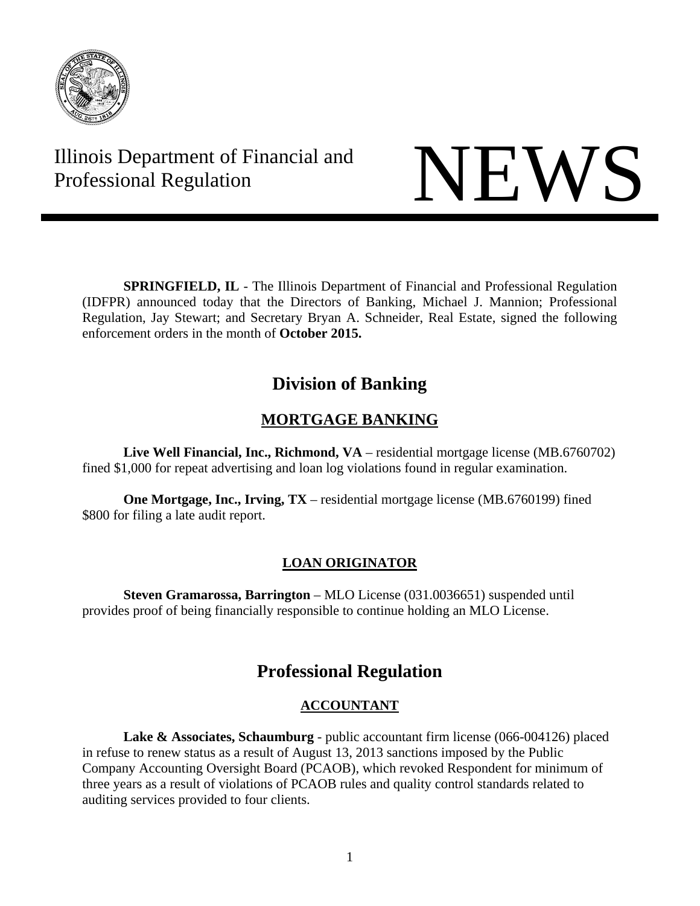Illinois Department of Financial and Professional Regulation

# NEWS

**SPRINGFIELD, IL** - The Illinois Department of Financial and Professional Regulation (IDFPR) announced today that the Directors of Banking, Michael J. Mannion; Professional Regulation, Jay Stewart; and Secretary Bryan A. Schneider, Real Estate, signed the following enforcement orders in the month of **October 2015.**

## Division of Banking

### MORTGAGE BANKING

**Live Well Financial, Inc., Richmond, VA** – residential mortgage license (MB.6760702) fined $1,000 for repeat advertising and loan log violations found in regular examination.

**One Mortgage, Inc., Irving, TX** – residential mortgage license (MB.6760199) fined $800 for filing a late audit report.

### LOAN ORIGINATOR

**Steven Gramarossa, Barrington** – MLO License (031.0036651) suspended until provides proof of being financially responsible to continue holding an MLO License.

## Professional Regulation

### ACCOUNTANT

**Lake & Associates, Schaumburg** - public accountant firm license (066-004126) placed in refuse to renew status as a result of August 13, 2013 sanctions imposed by the Public Company Accounting Oversight Board (PCAOB), which revoked Respondent for minimum of three years as a result of violations of PCAOB rules and quality control standards related to auditing services provided to four clients.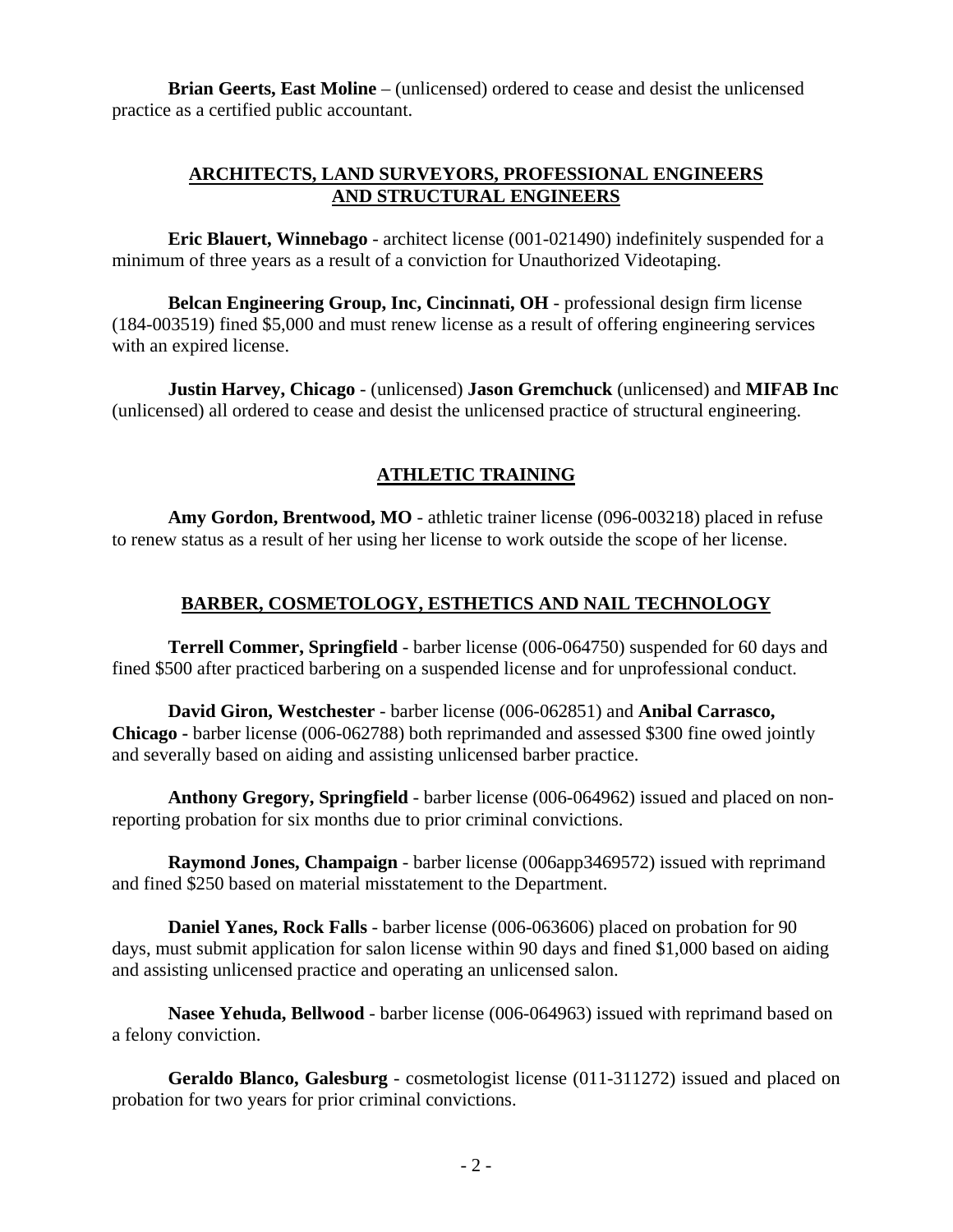**Brian Geerts, East Moline** – (unlicensed) ordered to cease and desist the unlicensed practice as a certified public accountant.

## ARCHITECTS, LAND SURVEYORS, PROFESSIONAL ENGINEERS AND STRUCTURAL ENGINEERS

**Eric Blauert, Winnebago** - architect license (001-021490) indefinitely suspended for a minimum of three years as a result of a conviction for Unauthorized Videotaping.

**Belcan Engineering Group, Inc, Cincinnati, OH** - professional design firm license (184-003519) fined $5,000 and must renew license as a result of offering engineering services with an expired license.

**Justin Harvey, Chicago** - (unlicensed) **Jason Gremchuck** (unlicensed) and **MIFAB Inc** (unlicensed) all ordered to cease and desist the unlicensed practice of structural engineering.

## ATHLETIC TRAINING

**Amy Gordon, Brentwood, MO** - athletic trainer license (096-003218) placed in refuse to renew status as a result of her using her license to work outside the scope of her license.

## BARBER, COSMETOLOGY, ESTHETICS AND NAIL TECHNOLOGY

**Terrell Commer, Springfield** - barber license (006-064750) suspended for 60 days and fined $500 after practiced barbering on a suspended license and for unprofessional conduct.

**David Giron, Westchester** - barber license (006-062851) and **Anibal Carrasco, Chicago -** barber license (006-062788) both reprimanded and assessed $300 fine owed jointly and severally based on aiding and assisting unlicensed barber practice.

**Anthony Gregory, Springfield** - barber license (006-064962) issued and placed on non-reporting probation for six months due to prior criminal convictions.

**Raymond Jones, Champaign** - barber license (006app3469572) issued with reprimand and fined $250 based on material misstatement to the Department.

**Daniel Yanes, Rock Falls** - barber license (006-063606) placed on probation for 90 days, must submit application for salon license within 90 days and fined $1,000 based on aiding and assisting unlicensed practice and operating an unlicensed salon.

**Nasee Yehuda, Bellwood** - barber license (006-064963) issued with reprimand based on a felony conviction.

**Geraldo Blanco, Galesburg** - cosmetologist license (011-311272) issued and placed on probation for two years for prior criminal convictions.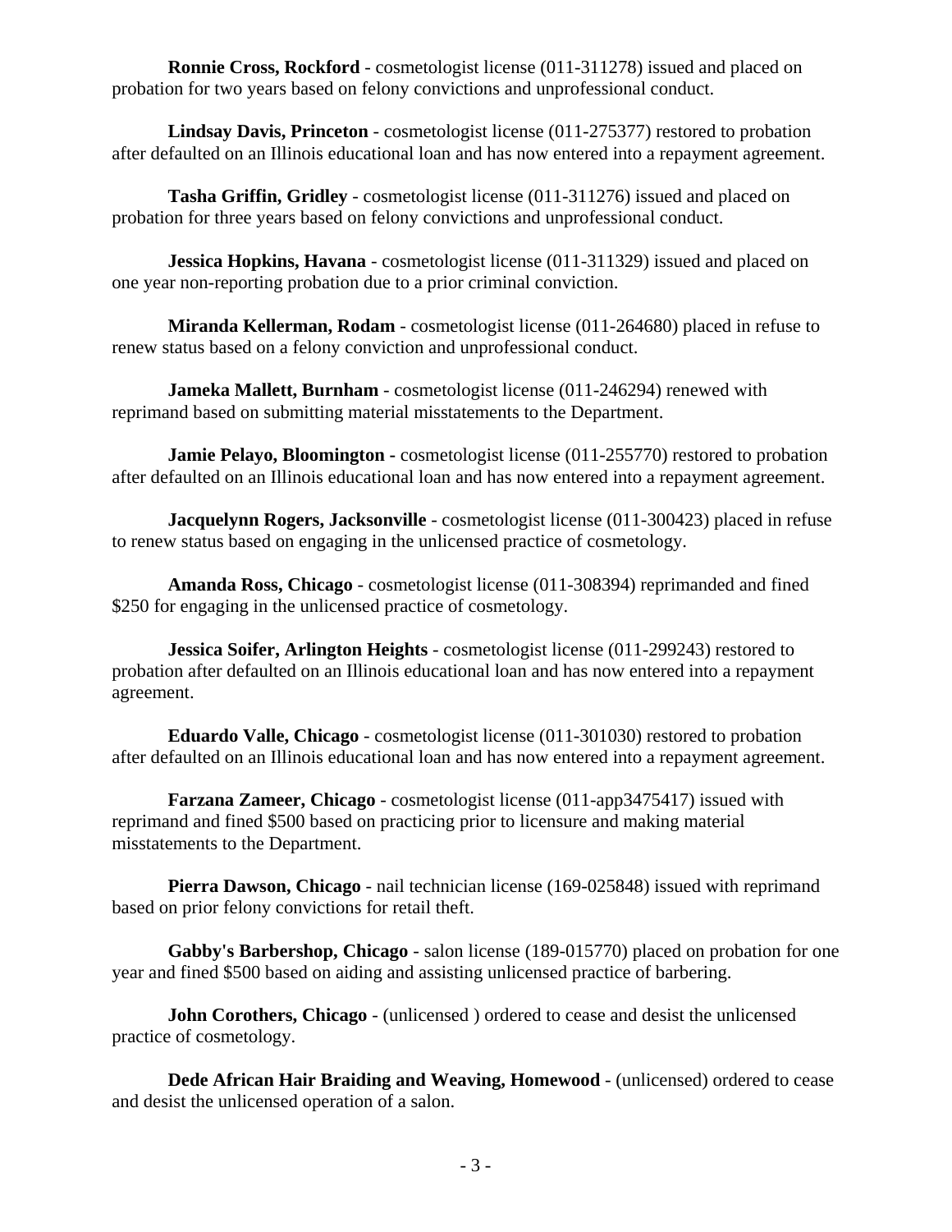**Ronnie Cross, Rockford** - cosmetologist license (011-311278) issued and placed on probation for two years based on felony convictions and unprofessional conduct.

**Lindsay Davis, Princeton** - cosmetologist license (011-275377) restored to probation after defaulted on an Illinois educational loan and has now entered into a repayment agreement.

**Tasha Griffin, Gridley** - cosmetologist license (011-311276) issued and placed on probation for three years based on felony convictions and unprofessional conduct.

**Jessica Hopkins, Havana** - cosmetologist license (011-311329) issued and placed on one year non-reporting probation due to a prior criminal conviction.

**Miranda Kellerman, Rodam** - cosmetologist license (011-264680) placed in refuse to renew status based on a felony conviction and unprofessional conduct.

**Jameka Mallett, Burnham** - cosmetologist license (011-246294) renewed with reprimand based on submitting material misstatements to the Department.

**Jamie Pelayo, Bloomington -** cosmetologist license (011-255770) restored to probation after defaulted on an Illinois educational loan and has now entered into a repayment agreement.

**Jacquelynn Rogers, Jacksonville** - cosmetologist license (011-300423) placed in refuse to renew status based on engaging in the unlicensed practice of cosmetology.

**Amanda Ross, Chicago** - cosmetologist license (011-308394) reprimanded and fined $250 for engaging in the unlicensed practice of cosmetology.

**Jessica Soifer, Arlington Heights** - cosmetologist license (011-299243) restored to probation after defaulted on an Illinois educational loan and has now entered into a repayment agreement.

**Eduardo Valle, Chicago** - cosmetologist license (011-301030) restored to probation after defaulted on an Illinois educational loan and has now entered into a repayment agreement.

**Farzana Zameer, Chicago** - cosmetologist license (011-app3475417) issued with reprimand and fined $500 based on practicing prior to licensure and making material misstatements to the Department.

**Pierra Dawson, Chicago** - nail technician license (169-025848) issued with reprimand based on prior felony convictions for retail theft.

**Gabby's Barbershop, Chicago** - salon license (189-015770) placed on probation for one year and fined $500 based on aiding and assisting unlicensed practice of barbering.

**John Corothers, Chicago** - (unlicensed ) ordered to cease and desist the unlicensed practice of cosmetology.

**Dede African Hair Braiding and Weaving, Homewood** - (unlicensed) ordered to cease and desist the unlicensed operation of a salon.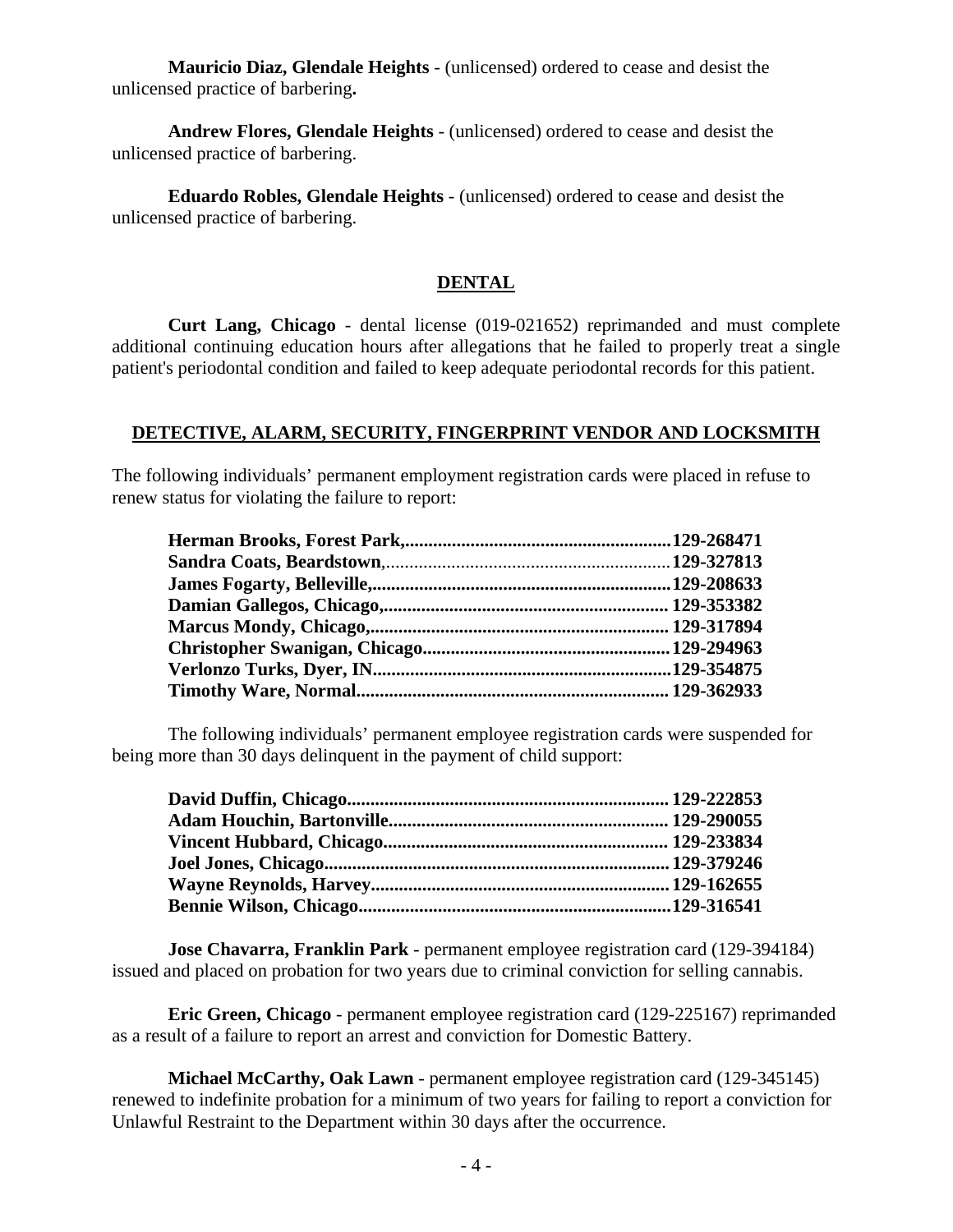**Mauricio Diaz, Glendale Heights** - (unlicensed) ordered to cease and desist the unlicensed practice of barbering**.**

**Andrew Flores, Glendale Heights** - (unlicensed) ordered to cease and desist the unlicensed practice of barbering.

**Eduardo Robles, Glendale Heights** - (unlicensed) ordered to cease and desist the unlicensed practice of barbering.

## DENTAL

**Curt Lang, Chicago** - dental license (019-021652) reprimanded and must complete additional continuing education hours after allegations that he failed to properly treat a single patient's periodontal condition and failed to keep adequate periodontal records for this patient.

## DETECTIVE, ALARM, SECURITY, FINGERPRINT VENDOR AND LOCKSMITH

The following individuals' permanent employment registration cards were placed in refuse to renew status for violating the failure to report:

**Herman Brooks, Forest Park,..........................................................129-268471**
**Sandra Coats, Beardstown**,............................................................**129-327813**
**James Fogarty, Belleville,...............................................................129-208633**
**Damian Gallegos, Chicago,............................................................. 129-353382**
**Marcus Mondy, Chicago,................................................................ 129-317894**
**Christopher Swanigan, Chicago.....................................................129-294963**
**Verlonzo Turks, Dyer, IN................................................................129-354875**
**Timothy Ware, Normal................................................................... 129-362933**

The following individuals' permanent employee registration cards were suspended for being more than 30 days delinquent in the payment of child support:

**David Duffin, Chicago..................................................................... 129-222853**
**Adam Houchin, Bartonville............................................................ 129-290055**
**Vincent Hubbard, Chicago............................................................. 129-233834**
**Joel Jones, Chicago.........................................................................129-379246**
**Wayne Reynolds, Harvey................................................................129-162655**
**Bennie Wilson, Chicago...................................................................129-316541**

**Jose Chavarra, Franklin Park** - permanent employee registration card (129-394184) issued and placed on probation for two years due to criminal conviction for selling cannabis.

**Eric Green, Chicago** - permanent employee registration card (129-225167) reprimanded as a result of a failure to report an arrest and conviction for Domestic Battery.

**Michael McCarthy, Oak Lawn** - permanent employee registration card (129-345145) renewed to indefinite probation for a minimum of two years for failing to report a conviction for Unlawful Restraint to the Department within 30 days after the occurrence.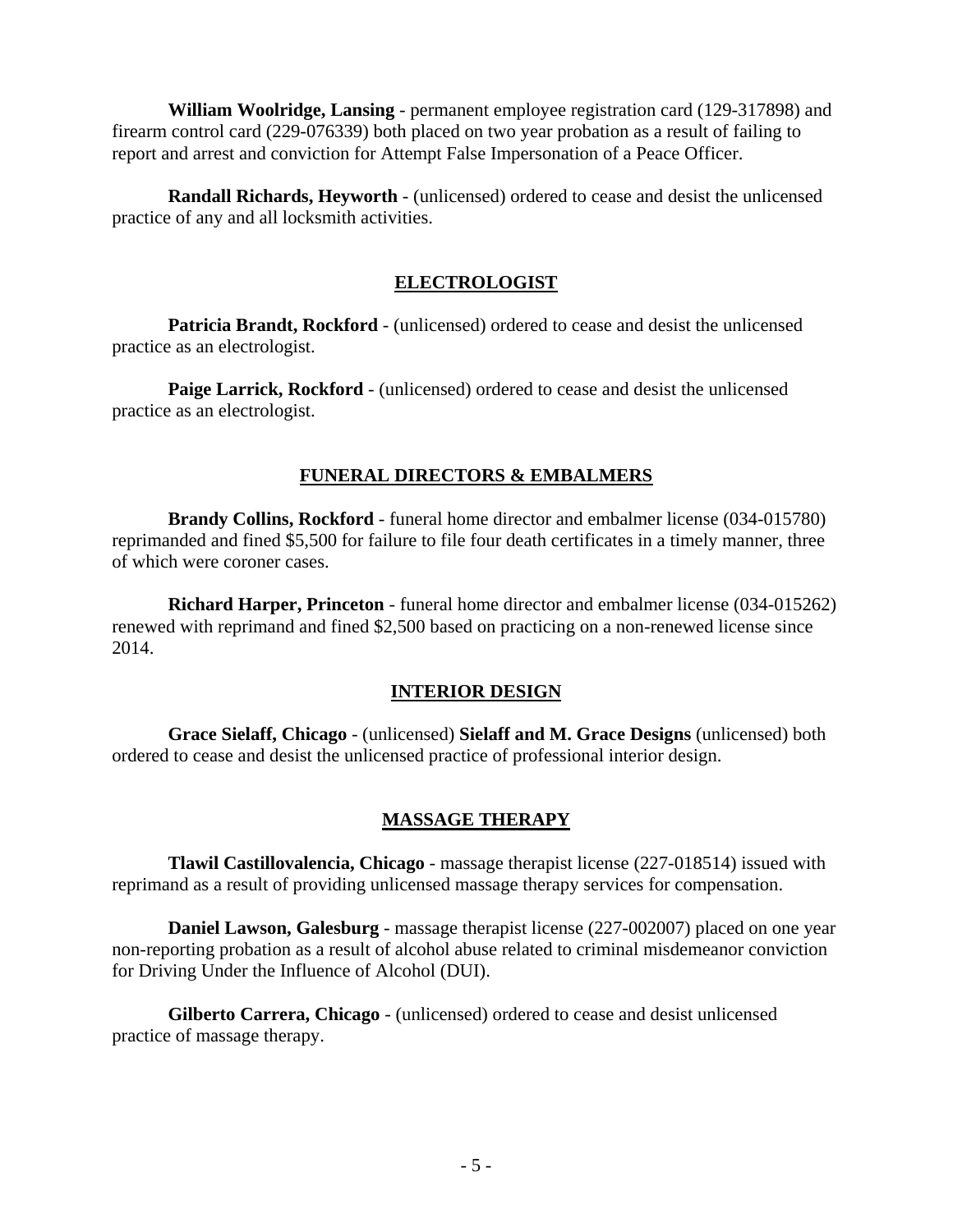**William Woolridge, Lansing** - permanent employee registration card (129-317898) and firearm control card (229-076339) both placed on two year probation as a result of failing to report and arrest and conviction for Attempt False Impersonation of a Peace Officer.

**Randall Richards, Heyworth** - (unlicensed) ordered to cease and desist the unlicensed practice of any and all locksmith activities.

## ELECTROLOGIST

**Patricia Brandt, Rockford** - (unlicensed) ordered to cease and desist the unlicensed practice as an electrologist.

**Paige Larrick, Rockford** - (unlicensed) ordered to cease and desist the unlicensed practice as an electrologist.

## FUNERAL DIRECTORS & EMBALMERS

**Brandy Collins, Rockford** - funeral home director and embalmer license (034-015780) reprimanded and fined $5,500 for failure to file four death certificates in a timely manner, three of which were coroner cases.

**Richard Harper, Princeton** - funeral home director and embalmer license (034-015262) renewed with reprimand and fined $2,500 based on practicing on a non-renewed license since 2014.

## INTERIOR DESIGN

**Grace Sielaff, Chicago** - (unlicensed) **Sielaff and M. Grace Designs** (unlicensed) both ordered to cease and desist the unlicensed practice of professional interior design.

## MASSAGE THERAPY

**Tlawil Castillovalencia, Chicago** - massage therapist license (227-018514) issued with reprimand as a result of providing unlicensed massage therapy services for compensation.

**Daniel Lawson, Galesburg** - massage therapist license (227-002007) placed on one year non-reporting probation as a result of alcohol abuse related to criminal misdemeanor conviction for Driving Under the Influence of Alcohol (DUI).

**Gilberto Carrera, Chicago** - (unlicensed) ordered to cease and desist unlicensed practice of massage therapy.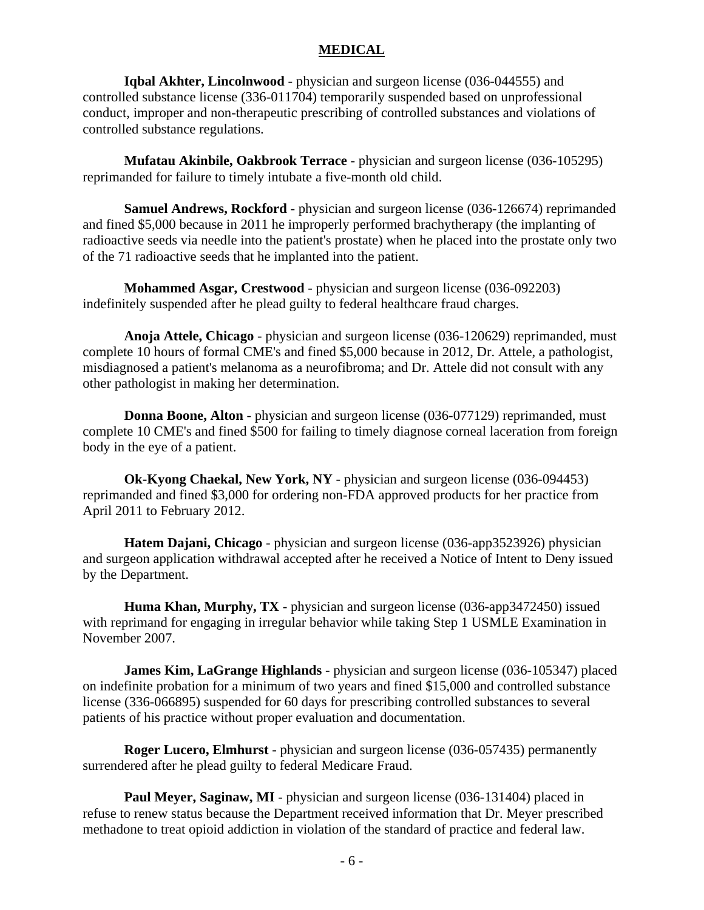## MEDICAL

**Iqbal Akhter, Lincolnwood** - physician and surgeon license (036-044555) and controlled substance license (336-011704) temporarily suspended based on unprofessional conduct, improper and non-therapeutic prescribing of controlled substances and violations of controlled substance regulations.

**Mufatau Akinbile, Oakbrook Terrace** - physician and surgeon license (036-105295) reprimanded for failure to timely intubate a five-month old child.

**Samuel Andrews, Rockford** - physician and surgeon license (036-126674) reprimanded and fined $5,000 because in 2011 he improperly performed brachytherapy (the implanting of radioactive seeds via needle into the patient's prostate) when he placed into the prostate only two of the 71 radioactive seeds that he implanted into the patient.

**Mohammed Asgar, Crestwood** - physician and surgeon license (036-092203) indefinitely suspended after he plead guilty to federal healthcare fraud charges.

**Anoja Attele, Chicago** - physician and surgeon license (036-120629) reprimanded, must complete 10 hours of formal CME's and fined $5,000 because in 2012, Dr. Attele, a pathologist, misdiagnosed a patient's melanoma as a neurofibroma; and Dr. Attele did not consult with any other pathologist in making her determination.

**Donna Boone, Alton** - physician and surgeon license (036-077129) reprimanded, must complete 10 CME's and fined $500 for failing to timely diagnose corneal laceration from foreign body in the eye of a patient.

**Ok-Kyong Chaekal, New York, NY** - physician and surgeon license (036-094453) reprimanded and fined $3,000 for ordering non-FDA approved products for her practice from April 2011 to February 2012.

**Hatem Dajani, Chicago** - physician and surgeon license (036-app3523926) physician and surgeon application withdrawal accepted after he received a Notice of Intent to Deny issued by the Department.

**Huma Khan, Murphy, TX** - physician and surgeon license (036-app3472450) issued with reprimand for engaging in irregular behavior while taking Step 1 USMLE Examination in November 2007.

**James Kim, LaGrange Highlands** - physician and surgeon license (036-105347) placed on indefinite probation for a minimum of two years and fined $15,000 and controlled substance license (336-066895) suspended for 60 days for prescribing controlled substances to several patients of his practice without proper evaluation and documentation.

**Roger Lucero, Elmhurst** - physician and surgeon license (036-057435) permanently surrendered after he plead guilty to federal Medicare Fraud.

**Paul Meyer, Saginaw, MI** - physician and surgeon license (036-131404) placed in refuse to renew status because the Department received information that Dr. Meyer prescribed methadone to treat opioid addiction in violation of the standard of practice and federal law.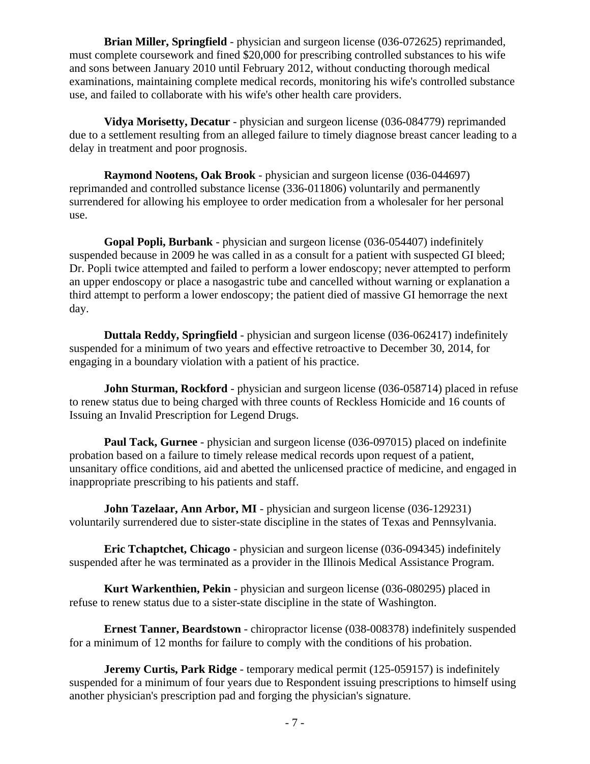**Brian Miller, Springfield** - physician and surgeon license (036-072625) reprimanded, must complete coursework and fined $20,000 for prescribing controlled substances to his wife and sons between January 2010 until February 2012, without conducting thorough medical examinations, maintaining complete medical records, monitoring his wife's controlled substance use, and failed to collaborate with his wife's other health care providers.

**Vidya Morisetty, Decatur** - physician and surgeon license (036-084779) reprimanded due to a settlement resulting from an alleged failure to timely diagnose breast cancer leading to a delay in treatment and poor prognosis.

**Raymond Nootens, Oak Brook** - physician and surgeon license (036-044697) reprimanded and controlled substance license (336-011806) voluntarily and permanently surrendered for allowing his employee to order medication from a wholesaler for her personal use.

**Gopal Popli, Burbank** - physician and surgeon license (036-054407) indefinitely suspended because in 2009 he was called in as a consult for a patient with suspected GI bleed; Dr. Popli twice attempted and failed to perform a lower endoscopy; never attempted to perform an upper endoscopy or place a nasogastric tube and cancelled without warning or explanation a third attempt to perform a lower endoscopy; the patient died of massive GI hemorrage the next day.

**Duttala Reddy, Springfield** - physician and surgeon license (036-062417) indefinitely suspended for a minimum of two years and effective retroactive to December 30, 2014, for engaging in a boundary violation with a patient of his practice.

**John Sturman, Rockford** - physician and surgeon license (036-058714) placed in refuse to renew status due to being charged with three counts of Reckless Homicide and 16 counts of Issuing an Invalid Prescription for Legend Drugs.

**Paul Tack, Gurnee** - physician and surgeon license (036-097015) placed on indefinite probation based on a failure to timely release medical records upon request of a patient, unsanitary office conditions, aid and abetted the unlicensed practice of medicine, and engaged in inappropriate prescribing to his patients and staff.

**John Tazelaar, Ann Arbor, MI** - physician and surgeon license (036-129231) voluntarily surrendered due to sister-state discipline in the states of Texas and Pennsylvania.

**Eric Tchaptchet, Chicago -** physician and surgeon license (036-094345) indefinitely suspended after he was terminated as a provider in the Illinois Medical Assistance Program.

**Kurt Warkenthien, Pekin** - physician and surgeon license (036-080295) placed in refuse to renew status due to a sister-state discipline in the state of Washington.

**Ernest Tanner, Beardstown** - chiropractor license (038-008378) indefinitely suspended for a minimum of 12 months for failure to comply with the conditions of his probation.

**Jeremy Curtis, Park Ridge** - temporary medical permit (125-059157) is indefinitely suspended for a minimum of four years due to Respondent issuing prescriptions to himself using another physician's prescription pad and forging the physician's signature.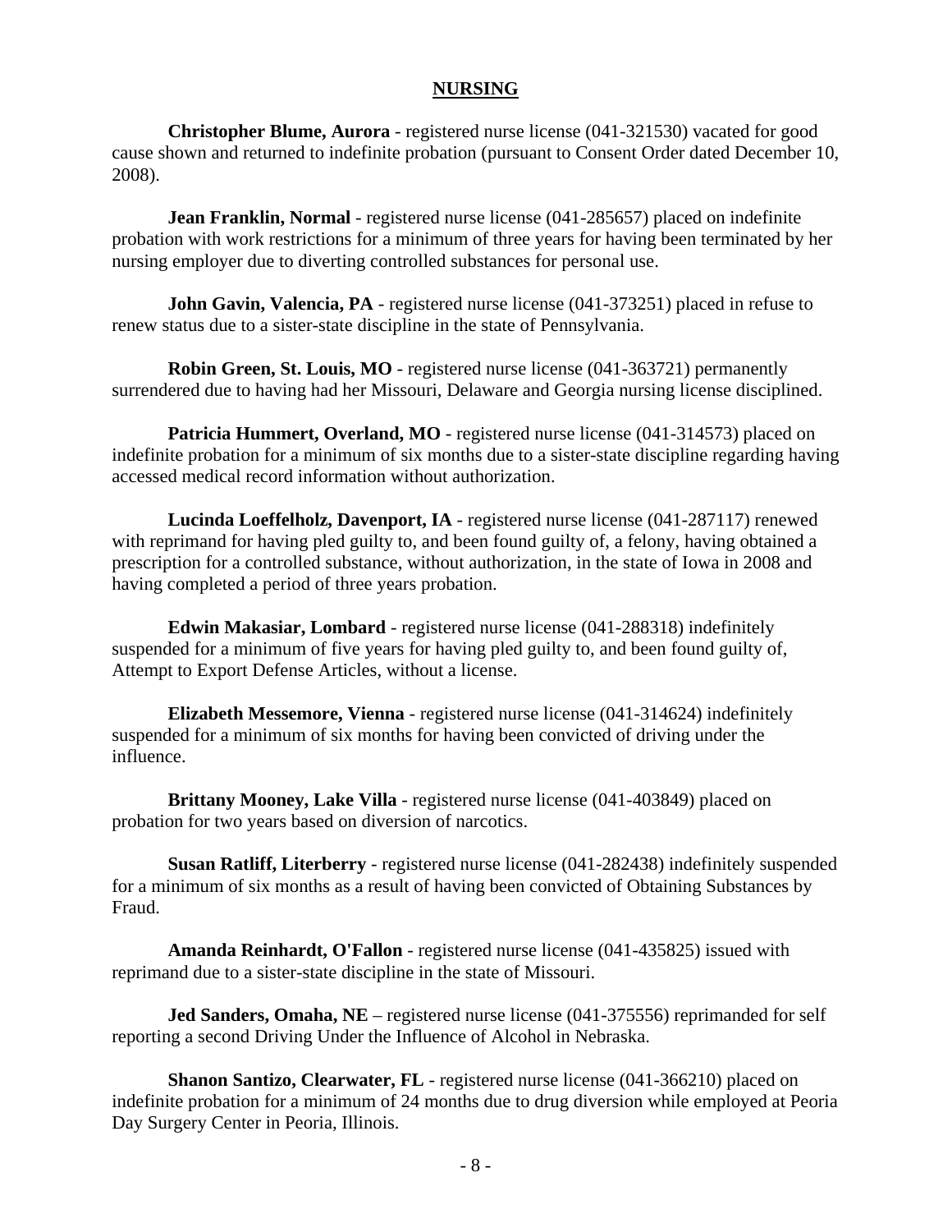## NURSING

**Christopher Blume, Aurora** - registered nurse license (041-321530) vacated for good cause shown and returned to indefinite probation (pursuant to Consent Order dated December 10, 2008).

**Jean Franklin, Normal** - registered nurse license (041-285657) placed on indefinite probation with work restrictions for a minimum of three years for having been terminated by her nursing employer due to diverting controlled substances for personal use.

**John Gavin, Valencia, PA** - registered nurse license (041-373251) placed in refuse to renew status due to a sister-state discipline in the state of Pennsylvania.

**Robin Green, St. Louis, MO** - registered nurse license (041-363721) permanently surrendered due to having had her Missouri, Delaware and Georgia nursing license disciplined.

**Patricia Hummert, Overland, MO** - registered nurse license (041-314573) placed on indefinite probation for a minimum of six months due to a sister-state discipline regarding having accessed medical record information without authorization.

**Lucinda Loeffelholz, Davenport, IA** - registered nurse license (041-287117) renewed with reprimand for having pled guilty to, and been found guilty of, a felony, having obtained a prescription for a controlled substance, without authorization, in the state of Iowa in 2008 and having completed a period of three years probation.

**Edwin Makasiar, Lombard** - registered nurse license (041-288318) indefinitely suspended for a minimum of five years for having pled guilty to, and been found guilty of, Attempt to Export Defense Articles, without a license.

**Elizabeth Messemore, Vienna** - registered nurse license (041-314624) indefinitely suspended for a minimum of six months for having been convicted of driving under the influence.

**Brittany Mooney, Lake Villa** - registered nurse license (041-403849) placed on probation for two years based on diversion of narcotics.

**Susan Ratliff, Literberry** - registered nurse license (041-282438) indefinitely suspended for a minimum of six months as a result of having been convicted of Obtaining Substances by Fraud.

**Amanda Reinhardt, O'Fallon** - registered nurse license (041-435825) issued with reprimand due to a sister-state discipline in the state of Missouri.

**Jed Sanders, Omaha, NE** – registered nurse license (041-375556) reprimanded for self reporting a second Driving Under the Influence of Alcohol in Nebraska.

**Shanon Santizo, Clearwater, FL** - registered nurse license (041-366210) placed on indefinite probation for a minimum of 24 months due to drug diversion while employed at Peoria Day Surgery Center in Peoria, Illinois.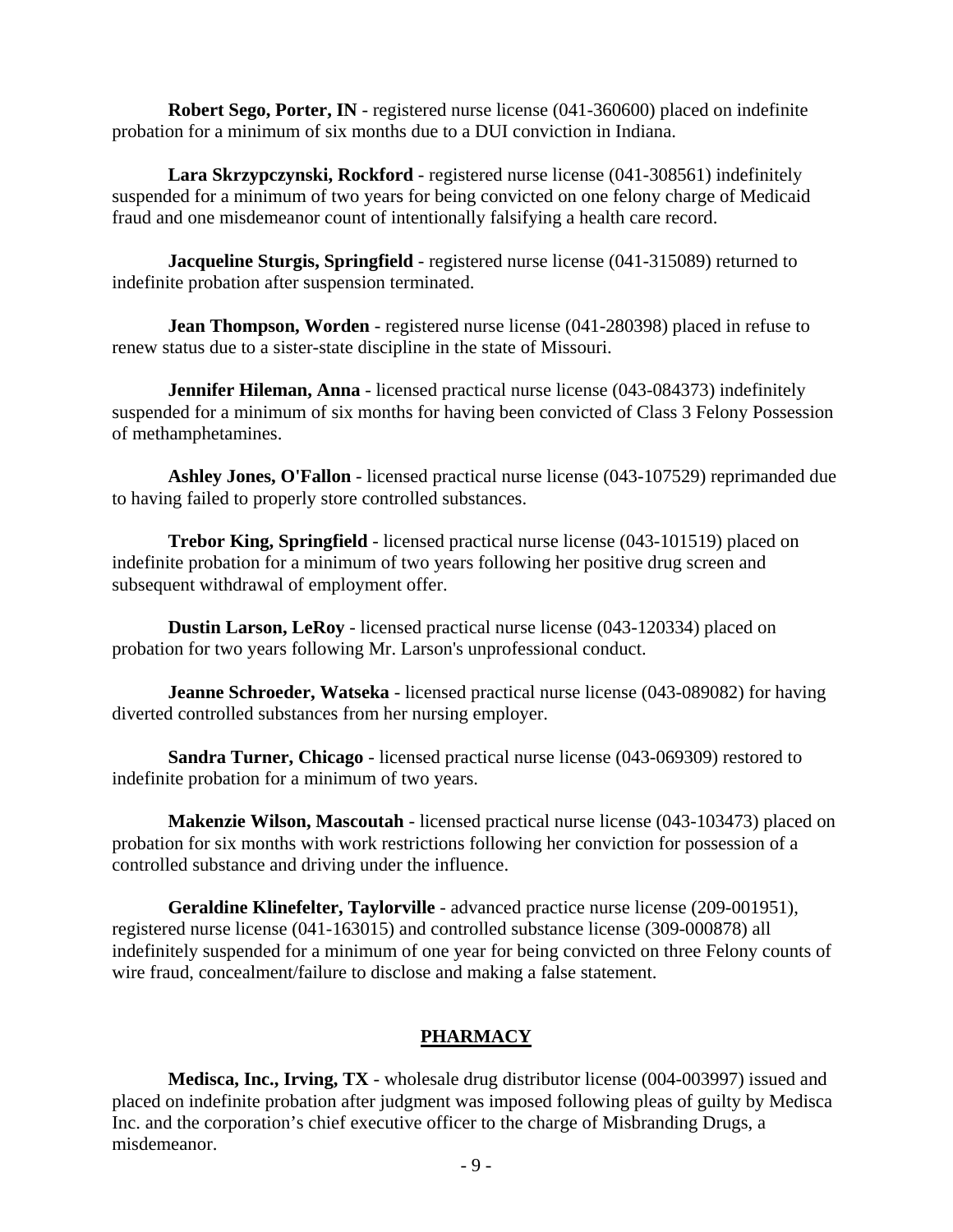**Robert Sego, Porter, IN** - registered nurse license (041-360600) placed on indefinite probation for a minimum of six months due to a DUI conviction in Indiana.

**Lara Skrzypczynski, Rockford** - registered nurse license (041-308561) indefinitely suspended for a minimum of two years for being convicted on one felony charge of Medicaid fraud and one misdemeanor count of intentionally falsifying a health care record.

**Jacqueline Sturgis, Springfield** - registered nurse license (041-315089) returned to indefinite probation after suspension terminated.

**Jean Thompson, Worden** - registered nurse license (041-280398) placed in refuse to renew status due to a sister-state discipline in the state of Missouri.

**Jennifer Hileman, Anna** - licensed practical nurse license (043-084373) indefinitely suspended for a minimum of six months for having been convicted of Class 3 Felony Possession of methamphetamines.

**Ashley Jones, O'Fallon** - licensed practical nurse license (043-107529) reprimanded due to having failed to properly store controlled substances.

**Trebor King, Springfield** - licensed practical nurse license (043-101519) placed on indefinite probation for a minimum of two years following her positive drug screen and subsequent withdrawal of employment offer.

**Dustin Larson, LeRoy** - licensed practical nurse license (043-120334) placed on probation for two years following Mr. Larson's unprofessional conduct.

**Jeanne Schroeder, Watseka** - licensed practical nurse license (043-089082) for having diverted controlled substances from her nursing employer.

**Sandra Turner, Chicago** - licensed practical nurse license (043-069309) restored to indefinite probation for a minimum of two years.

**Makenzie Wilson, Mascoutah** - licensed practical nurse license (043-103473) placed on probation for six months with work restrictions following her conviction for possession of a controlled substance and driving under the influence.

**Geraldine Klinefelter, Taylorville** - advanced practice nurse license (209-001951), registered nurse license (041-163015) and controlled substance license (309-000878) all indefinitely suspended for a minimum of one year for being convicted on three Felony counts of wire fraud, concealment/failure to disclose and making a false statement.

## PHARMACY

**Medisca, Inc., Irving, TX** - wholesale drug distributor license (004-003997) issued and placed on indefinite probation after judgment was imposed following pleas of guilty by Medisca Inc. and the corporation's chief executive officer to the charge of Misbranding Drugs, a misdemeanor.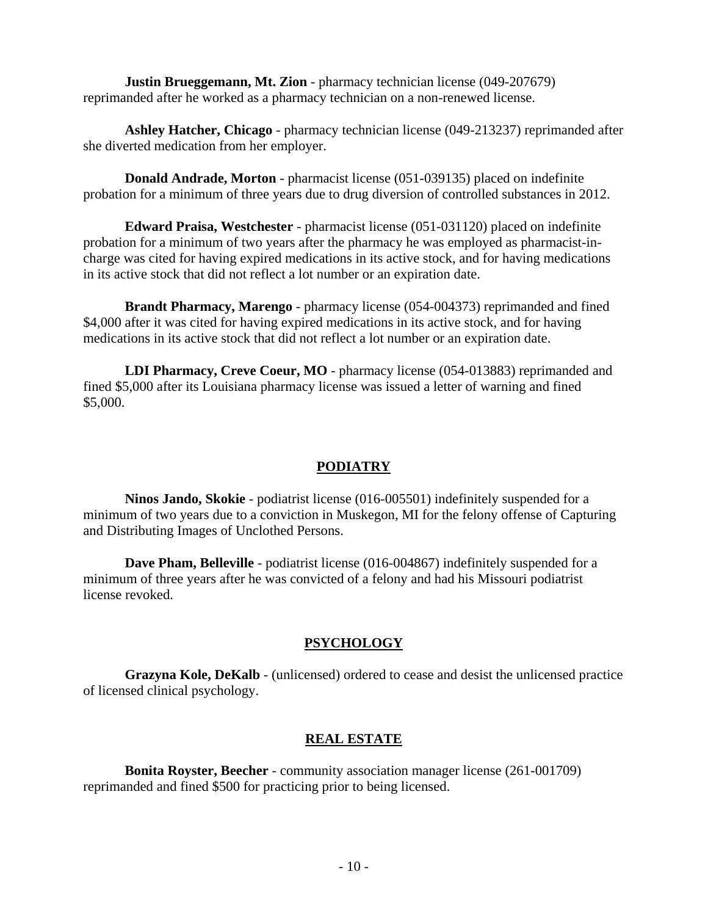**Justin Brueggemann, Mt. Zion** - pharmacy technician license (049-207679) reprimanded after he worked as a pharmacy technician on a non-renewed license.

**Ashley Hatcher, Chicago** - pharmacy technician license (049-213237) reprimanded after she diverted medication from her employer.

**Donald Andrade, Morton** - pharmacist license (051-039135) placed on indefinite probation for a minimum of three years due to drug diversion of controlled substances in 2012.

**Edward Praisa, Westchester** - pharmacist license (051-031120) placed on indefinite probation for a minimum of two years after the pharmacy he was employed as pharmacist-in-charge was cited for having expired medications in its active stock, and for having medications in its active stock that did not reflect a lot number or an expiration date.

**Brandt Pharmacy, Marengo** - pharmacy license (054-004373) reprimanded and fined $4,000 after it was cited for having expired medications in its active stock, and for having medications in its active stock that did not reflect a lot number or an expiration date.

**LDI Pharmacy, Creve Coeur, MO** - pharmacy license (054-013883) reprimanded and fined $5,000 after its Louisiana pharmacy license was issued a letter of warning and fined $5,000.

## PODIATRY

**Ninos Jando, Skokie** - podiatrist license (016-005501) indefinitely suspended for a minimum of two years due to a conviction in Muskegon, MI for the felony offense of Capturing and Distributing Images of Unclothed Persons.

**Dave Pham, Belleville** - podiatrist license (016-004867) indefinitely suspended for a minimum of three years after he was convicted of a felony and had his Missouri podiatrist license revoked.

## PSYCHOLOGY

**Grazyna Kole, DeKalb** - (unlicensed) ordered to cease and desist the unlicensed practice of licensed clinical psychology.

## REAL ESTATE

**Bonita Royster, Beecher** - community association manager license (261-001709) reprimanded and fined $500 for practicing prior to being licensed.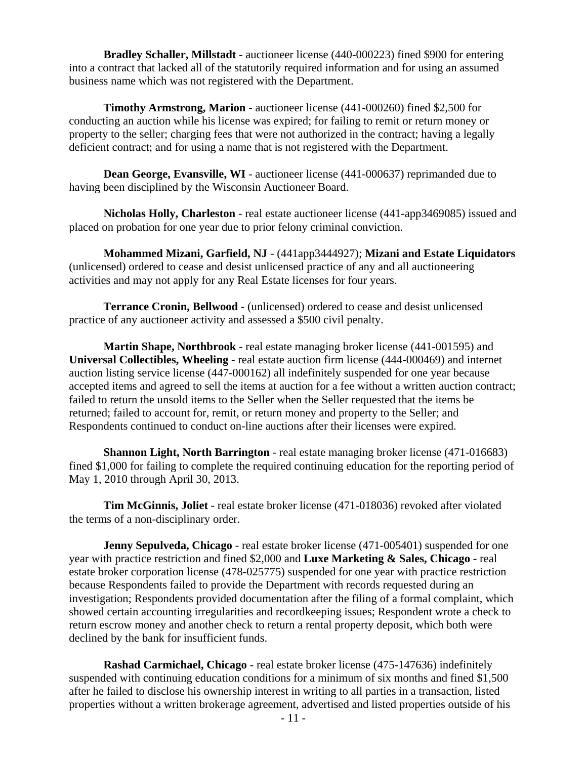**Bradley Schaller, Millstadt** - auctioneer license (440-000223) fined $900 for entering into a contract that lacked all of the statutorily required information and for using an assumed business name which was not registered with the Department.

**Timothy Armstrong, Marion** - auctioneer license (441-000260) fined $2,500 for conducting an auction while his license was expired; for failing to remit or return money or property to the seller; charging fees that were not authorized in the contract; having a legally deficient contract; and for using a name that is not registered with the Department.

**Dean George, Evansville, WI** - auctioneer license (441-000637) reprimanded due to having been disciplined by the Wisconsin Auctioneer Board.

**Nicholas Holly, Charleston** - real estate auctioneer license (441-app3469085) issued and placed on probation for one year due to prior felony criminal conviction.

**Mohammed Mizani, Garfield, NJ** - (441app3444927); **Mizani and Estate Liquidators** (unlicensed) ordered to cease and desist unlicensed practice of any and all auctioneering activities and may not apply for any Real Estate licenses for four years.

**Terrance Cronin, Bellwood** - (unlicensed) ordered to cease and desist unlicensed practice of any auctioneer activity and assessed a $500 civil penalty.

**Martin Shape, Northbrook** - real estate managing broker license (441-001595) and **Universal Collectibles, Wheeling -** real estate auction firm license (444-000469) and internet auction listing service license (447-000162) all indefinitely suspended for one year because accepted items and agreed to sell the items at auction for a fee without a written auction contract; failed to return the unsold items to the Seller when the Seller requested that the items be returned; failed to account for, remit, or return money and property to the Seller; and Respondents continued to conduct on-line auctions after their licenses were expired.

**Shannon Light, North Barrington** - real estate managing broker license (471-016683) fined $1,000 for failing to complete the required continuing education for the reporting period of May 1, 2010 through April 30, 2013.

**Tim McGinnis, Joliet** - real estate broker license (471-018036) revoked after violated the terms of a non-disciplinary order.

**Jenny Sepulveda, Chicago** - real estate broker license (471-005401) suspended for one year with practice restriction and fined $2,000 and **Luxe Marketing & Sales, Chicago -** real estate broker corporation license (478-025775) suspended for one year with practice restriction because Respondents failed to provide the Department with records requested during an investigation; Respondents provided documentation after the filing of a formal complaint, which showed certain accounting irregularities and recordkeeping issues; Respondent wrote a check to return escrow money and another check to return a rental property deposit, which both were declined by the bank for insufficient funds.

**Rashad Carmichael, Chicago** - real estate broker license (475-147636) indefinitely suspended with continuing education conditions for a minimum of six months and fined $1,500 after he failed to disclose his ownership interest in writing to all parties in a transaction, listed properties without a written brokerage agreement, advertised and listed properties outside of his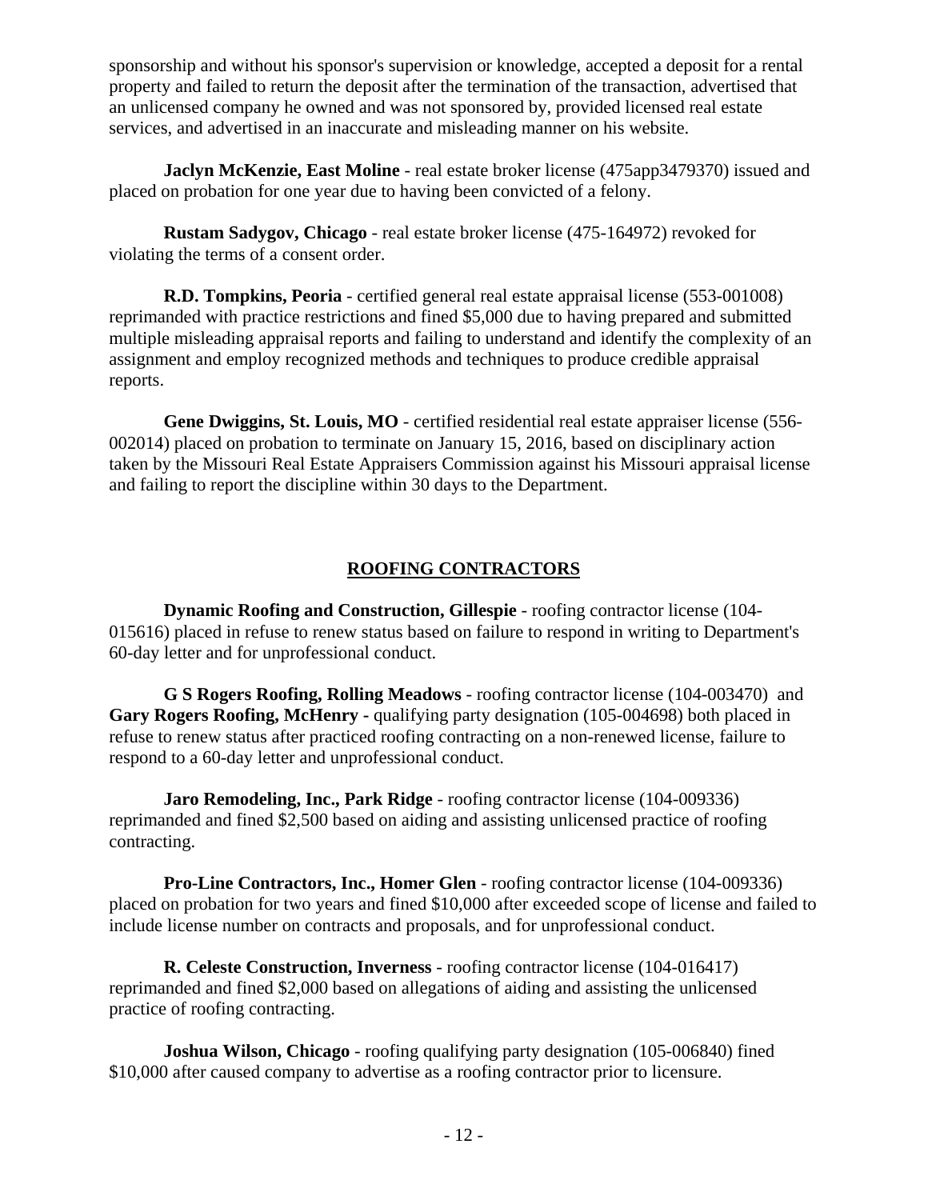sponsorship and without his sponsor's supervision or knowledge, accepted a deposit for a rental property and failed to return the deposit after the termination of the transaction, advertised that an unlicensed company he owned and was not sponsored by, provided licensed real estate services, and advertised in an inaccurate and misleading manner on his website.

**Jaclyn McKenzie, East Moline** - real estate broker license (475app3479370) issued and placed on probation for one year due to having been convicted of a felony.

**Rustam Sadygov, Chicago** - real estate broker license (475-164972) revoked for violating the terms of a consent order.

**R.D. Tompkins, Peoria** - certified general real estate appraisal license (553-001008) reprimanded with practice restrictions and fined $5,000 due to having prepared and submitted multiple misleading appraisal reports and failing to understand and identify the complexity of an assignment and employ recognized methods and techniques to produce credible appraisal reports.

**Gene Dwiggins, St. Louis, MO** - certified residential real estate appraiser license (556-002014) placed on probation to terminate on January 15, 2016, based on disciplinary action taken by the Missouri Real Estate Appraisers Commission against his Missouri appraisal license and failing to report the discipline within 30 days to the Department.

## ROOFING CONTRACTORS

**Dynamic Roofing and Construction, Gillespie** - roofing contractor license (104-015616) placed in refuse to renew status based on failure to respond in writing to Department's 60-day letter and for unprofessional conduct.

**G S Rogers Roofing, Rolling Meadows** - roofing contractor license (104-003470) and **Gary Rogers Roofing, McHenry -** qualifying party designation (105-004698) both placed in refuse to renew status after practiced roofing contracting on a non-renewed license, failure to respond to a 60-day letter and unprofessional conduct.

**Jaro Remodeling, Inc., Park Ridge** - roofing contractor license (104-009336) reprimanded and fined $2,500 based on aiding and assisting unlicensed practice of roofing contracting.

**Pro-Line Contractors, Inc., Homer Glen** - roofing contractor license (104-009336) placed on probation for two years and fined $10,000 after exceeded scope of license and failed to include license number on contracts and proposals, and for unprofessional conduct.

**R. Celeste Construction, Inverness** - roofing contractor license (104-016417) reprimanded and fined $2,000 based on allegations of aiding and assisting the unlicensed practice of roofing contracting.

**Joshua Wilson, Chicago** - roofing qualifying party designation (105-006840) fined $10,000 after caused company to advertise as a roofing contractor prior to licensure.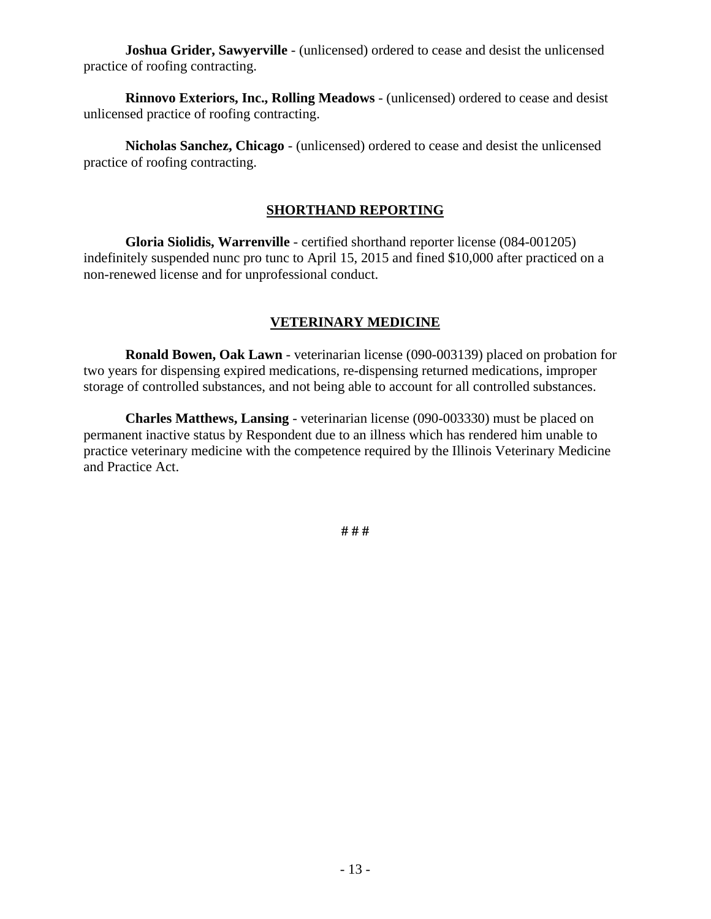**Joshua Grider, Sawyerville** - (unlicensed) ordered to cease and desist the unlicensed practice of roofing contracting.

**Rinnovo Exteriors, Inc., Rolling Meadows** - (unlicensed) ordered to cease and desist unlicensed practice of roofing contracting.

**Nicholas Sanchez, Chicago** - (unlicensed) ordered to cease and desist the unlicensed practice of roofing contracting.

## SHORTHAND REPORTING

**Gloria Siolidis, Warrenville** - certified shorthand reporter license (084-001205) indefinitely suspended nunc pro tunc to April 15, 2015 and fined $10,000 after practiced on a non-renewed license and for unprofessional conduct.

## VETERINARY MEDICINE

**Ronald Bowen, Oak Lawn** - veterinarian license (090-003139) placed on probation for two years for dispensing expired medications, re-dispensing returned medications, improper storage of controlled substances, and not being able to account for all controlled substances.

**Charles Matthews, Lansing** - veterinarian license (090-003330) must be placed on permanent inactive status by Respondent due to an illness which has rendered him unable to practice veterinary medicine with the competence required by the Illinois Veterinary Medicine and Practice Act.

# # #